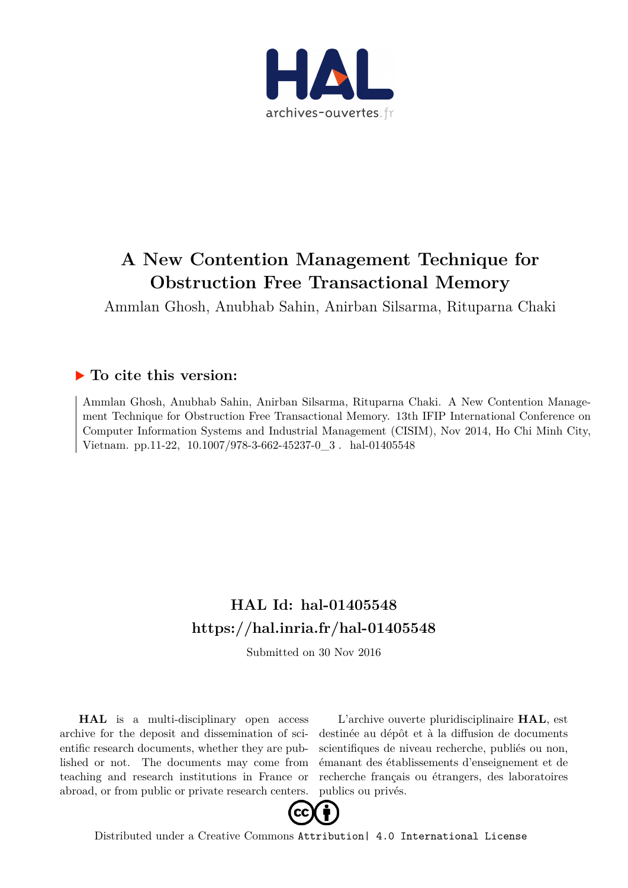# A New Contention Management Technique for Obstruction Free Transactional Memory

Ammlan Ghosh, Anubhab Sahin, Anirban Silsarma, Rituparna Chaki

## To cite this version:

Ammlan Ghosh, Anubhab Sahin, Anirban Silsarma, Rituparna Chaki. A New Contention Management Technique for Obstruction Free Transactional Memory. 13th IFIP International Conference on Computer Information Systems and Industrial Management (CISIM), Nov 2014, Ho Chi Minh City, Vietnam. pp.11-22, 10.1007/978-3-662-45237-0_3 . hal-01405548

## HAL Id: hal-01405548
## https://hal.inria.fr/hal-01405548

Submitted on 30 Nov 2016

**HAL** is a multi-disciplinary open access archive for the deposit and dissemination of scientific research documents, whether they are published or not. The documents may come from teaching and research institutions in France or abroad, or from public or private research centers.

L'archive ouverte pluridisciplinaire **HAL**, est destinée au dépôt et à la diffusion de documents scientifiques de niveau recherche, publiés ou non, émanant des établissements d'enseignement et de recherche français ou étrangers, des laboratoires publics ou privés.

Distributed under a Creative Commons Attribution| 4.0 International License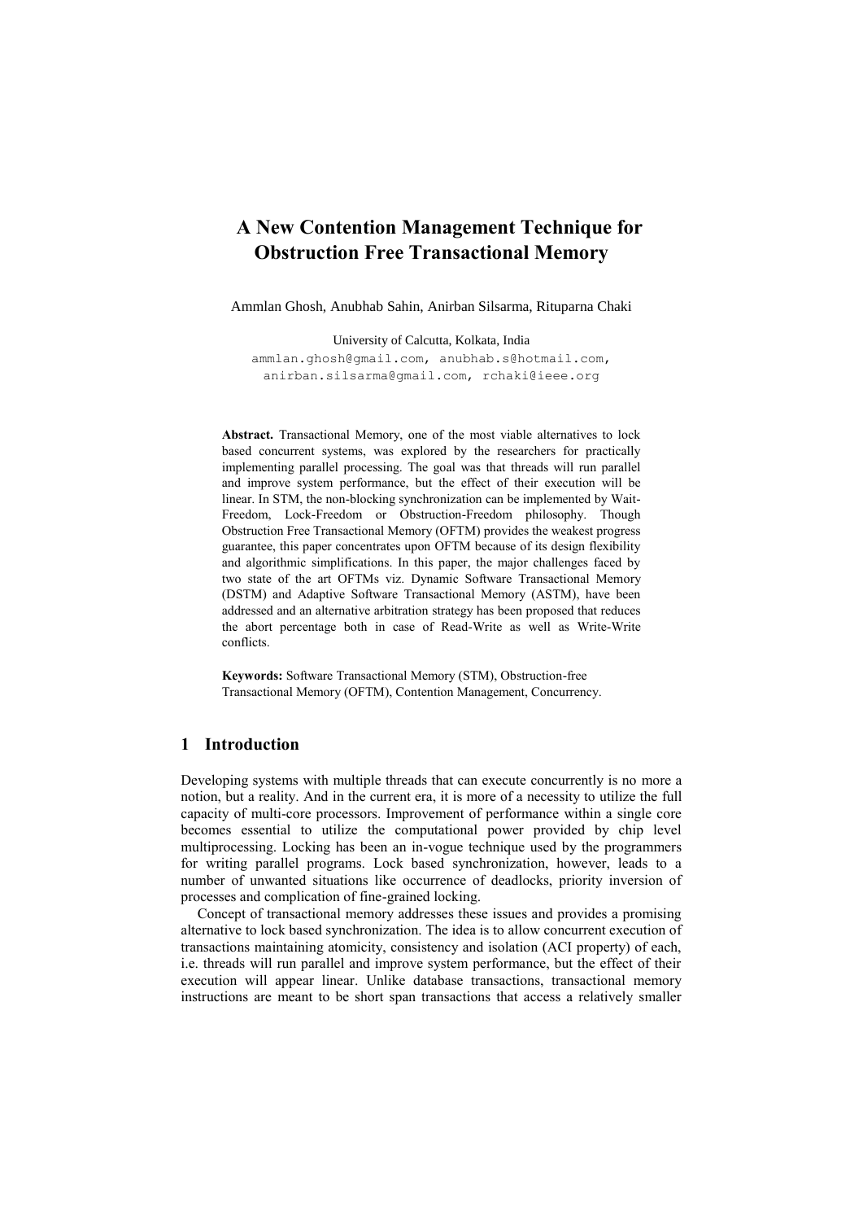# A New Contention Management Technique for Obstruction Free Transactional Memory

Ammlan Ghosh, Anubhab Sahin, Anirban Silsarma, Rituparna Chaki

University of Calcutta, Kolkata, India
ammlan.ghosh@gmail.com, anubhab.s@hotmail.com, anirban.silsarma@gmail.com, rchaki@ieee.org

**Abstract.** Transactional Memory, one of the most viable alternatives to lock based concurrent systems, was explored by the researchers for practically implementing parallel processing. The goal was that threads will run parallel and improve system performance, but the effect of their execution will be linear. In STM, the non-blocking synchronization can be implemented by Wait-Freedom, Lock-Freedom or Obstruction-Freedom philosophy. Though Obstruction Free Transactional Memory (OFTM) provides the weakest progress guarantee, this paper concentrates upon OFTM because of its design flexibility and algorithmic simplifications. In this paper, the major challenges faced by two state of the art OFTMs viz. Dynamic Software Transactional Memory (DSTM) and Adaptive Software Transactional Memory (ASTM), have been addressed and an alternative arbitration strategy has been proposed that reduces the abort percentage both in case of Read-Write as well as Write-Write conflicts.

**Keywords:** Software Transactional Memory (STM), Obstruction-free Transactional Memory (OFTM), Contention Management, Concurrency.

## 1 Introduction

Developing systems with multiple threads that can execute concurrently is no more a notion, but a reality. And in the current era, it is more of a necessity to utilize the full capacity of multi-core processors. Improvement of performance within a single core becomes essential to utilize the computational power provided by chip level multiprocessing. Locking has been an in-vogue technique used by the programmers for writing parallel programs. Lock based synchronization, however, leads to a number of unwanted situations like occurrence of deadlocks, priority inversion of processes and complication of fine-grained locking.

Concept of transactional memory addresses these issues and provides a promising alternative to lock based synchronization. The idea is to allow concurrent execution of transactions maintaining atomicity, consistency and isolation (ACI property) of each, i.e. threads will run parallel and improve system performance, but the effect of their execution will appear linear. Unlike database transactions, transactional memory instructions are meant to be short span transactions that access a relatively smaller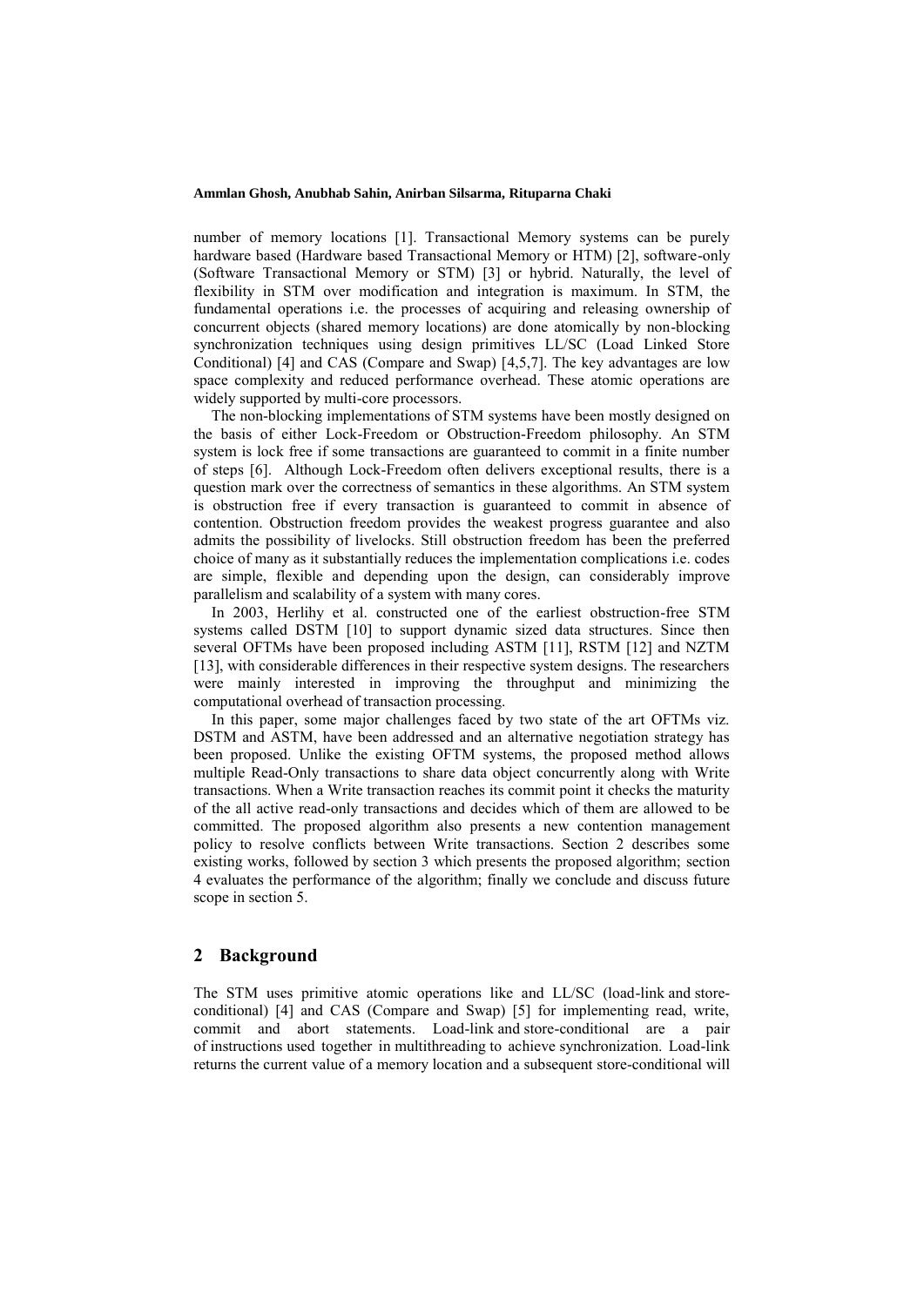number of memory locations [1]. Transactional Memory systems can be purely hardware based (Hardware based Transactional Memory or HTM) [2], software-only (Software Transactional Memory or STM) [3] or hybrid. Naturally, the level of flexibility in STM over modification and integration is maximum. In STM, the fundamental operations i.e. the processes of acquiring and releasing ownership of concurrent objects (shared memory locations) are done atomically by non-blocking synchronization techniques using design primitives LL/SC (Load Linked Store Conditional) [4] and CAS (Compare and Swap) [4,5,7]. The key advantages are low space complexity and reduced performance overhead. These atomic operations are widely supported by multi-core processors.

The non-blocking implementations of STM systems have been mostly designed on the basis of either Lock-Freedom or Obstruction-Freedom philosophy. An STM system is lock free if some transactions are guaranteed to commit in a finite number of steps [6]. Although Lock-Freedom often delivers exceptional results, there is a question mark over the correctness of semantics in these algorithms. An STM system is obstruction free if every transaction is guaranteed to commit in absence of contention. Obstruction freedom provides the weakest progress guarantee and also admits the possibility of livelocks. Still obstruction freedom has been the preferred choice of many as it substantially reduces the implementation complications i.e. codes are simple, flexible and depending upon the design, can considerably improve parallelism and scalability of a system with many cores.

In 2003, Herlihy et al. constructed one of the earliest obstruction-free STM systems called DSTM [10] to support dynamic sized data structures. Since then several OFTMs have been proposed including ASTM [11], RSTM [12] and NZTM [13], with considerable differences in their respective system designs. The researchers were mainly interested in improving the throughput and minimizing the computational overhead of transaction processing.

In this paper, some major challenges faced by two state of the art OFTMs viz. DSTM and ASTM, have been addressed and an alternative negotiation strategy has been proposed. Unlike the existing OFTM systems, the proposed method allows multiple Read-Only transactions to share data object concurrently along with Write transactions. When a Write transaction reaches its commit point it checks the maturity of the all active read-only transactions and decides which of them are allowed to be committed. The proposed algorithm also presents a new contention management policy to resolve conflicts between Write transactions. Section 2 describes some existing works, followed by section 3 which presents the proposed algorithm; section 4 evaluates the performance of the algorithm; finally we conclude and discuss future scope in section 5.

## 2 Background

The STM uses primitive atomic operations like and LL/SC (load-link and store-conditional) [4] and CAS (Compare and Swap) [5] for implementing read, write, commit and abort statements. Load-link and store-conditional are a pair of instructions used together in multithreading to achieve synchronization. Load-link returns the current value of a memory location and a subsequent store-conditional will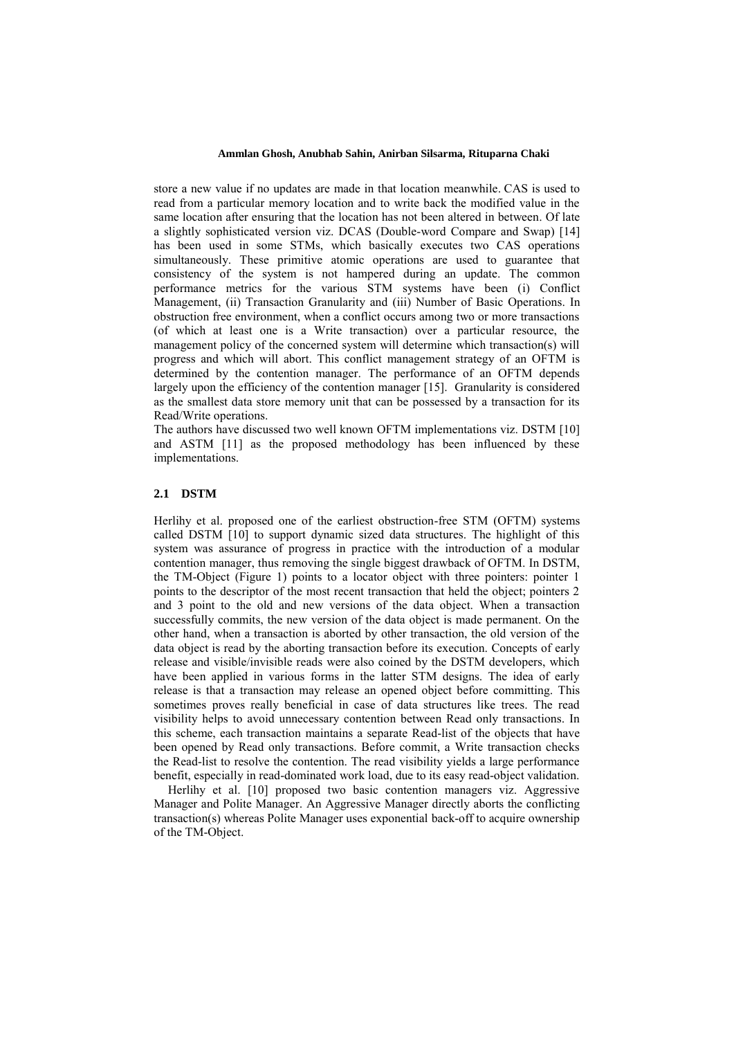store a new value if no updates are made in that location meanwhile. CAS is used to read from a particular memory location and to write back the modified value in the same location after ensuring that the location has not been altered in between. Of late a slightly sophisticated version viz. DCAS (Double-word Compare and Swap) [14] has been used in some STMs, which basically executes two CAS operations simultaneously. These primitive atomic operations are used to guarantee that consistency of the system is not hampered during an update. The common performance metrics for the various STM systems have been (i) Conflict Management, (ii) Transaction Granularity and (iii) Number of Basic Operations. In obstruction free environment, when a conflict occurs among two or more transactions (of which at least one is a Write transaction) over a particular resource, the management policy of the concerned system will determine which transaction(s) will progress and which will abort. This conflict management strategy of an OFTM is determined by the contention manager. The performance of an OFTM depends largely upon the efficiency of the contention manager [15]. Granularity is considered as the smallest data store memory unit that can be possessed by a transaction for its Read/Write operations.

The authors have discussed two well known OFTM implementations viz. DSTM [10] and ASTM [11] as the proposed methodology has been influenced by these implementations.

### 2.1 DSTM

Herlihy et al. proposed one of the earliest obstruction-free STM (OFTM) systems called DSTM [10] to support dynamic sized data structures. The highlight of this system was assurance of progress in practice with the introduction of a modular contention manager, thus removing the single biggest drawback of OFTM. In DSTM, the TM-Object (Figure 1) points to a locator object with three pointers: pointer 1 points to the descriptor of the most recent transaction that held the object; pointers 2 and 3 point to the old and new versions of the data object. When a transaction successfully commits, the new version of the data object is made permanent. On the other hand, when a transaction is aborted by other transaction, the old version of the data object is read by the aborting transaction before its execution. Concepts of early release and visible/invisible reads were also coined by the DSTM developers, which have been applied in various forms in the latter STM designs. The idea of early release is that a transaction may release an opened object before committing. This sometimes proves really beneficial in case of data structures like trees. The read visibility helps to avoid unnecessary contention between Read only transactions. In this scheme, each transaction maintains a separate Read-list of the objects that have been opened by Read only transactions. Before commit, a Write transaction checks the Read-list to resolve the contention. The read visibility yields a large performance benefit, especially in read-dominated work load, due to its easy read-object validation.

Herlihy et al. [10] proposed two basic contention managers viz. Aggressive Manager and Polite Manager. An Aggressive Manager directly aborts the conflicting transaction(s) whereas Polite Manager uses exponential back-off to acquire ownership of the TM-Object.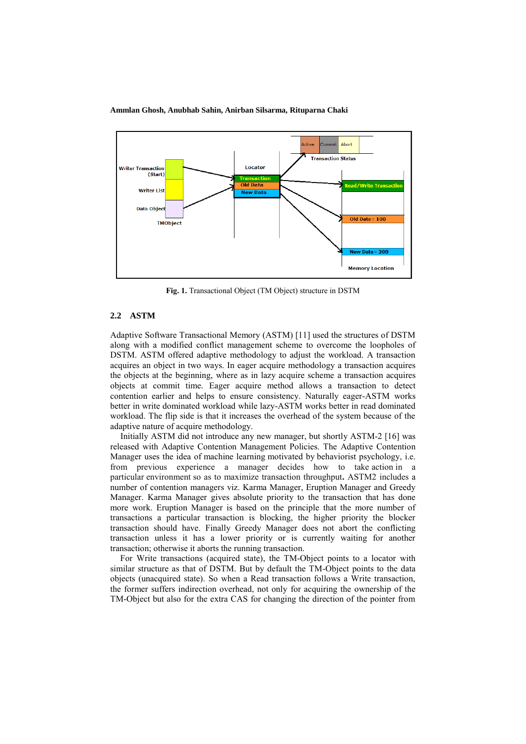Active
Commit
Abort
Transaction Status

Writer Transaction (Start)
Writer List
Data Object
TMObject

Locator
Transaction
Old Data
New Data

Read/Write Transaction
Old Data = 100
New Data = 200
Memory Location

**Fig. 1.** Transactional Object (TM Object) structure in DSTM

### 2.2 ASTM

Adaptive Software Transactional Memory (ASTM) [11] used the structures of DSTM along with a modified conflict management scheme to overcome the loopholes of DSTM. ASTM offered adaptive methodology to adjust the workload. A transaction acquires an object in two ways. In eager acquire methodology a transaction acquires the objects at the beginning, where as in lazy acquire scheme a transaction acquires objects at commit time. Eager acquire method allows a transaction to detect contention earlier and helps to ensure consistency. Naturally eager-ASTM works better in write dominated workload while lazy-ASTM works better in read dominated workload. The flip side is that it increases the overhead of the system because of the adaptive nature of acquire methodology.

Initially ASTM did not introduce any new manager, but shortly ASTM-2 [16] was released with Adaptive Contention Management Policies. The Adaptive Contention Manager uses the idea of machine learning motivated by behaviorist psychology, i.e. from previous experience a manager decides how to take action in a particular environment so as to maximize transaction throughput**.** ASTM2 includes a number of contention managers viz. Karma Manager, Eruption Manager and Greedy Manager. Karma Manager gives absolute priority to the transaction that has done more work. Eruption Manager is based on the principle that the more number of transactions a particular transaction is blocking, the higher priority the blocker transaction should have. Finally Greedy Manager does not abort the conflicting transaction unless it has a lower priority or is currently waiting for another transaction; otherwise it aborts the running transaction.

For Write transactions (acquired state), the TM-Object points to a locator with similar structure as that of DSTM. But by default the TM-Object points to the data objects (unacquired state). So when a Read transaction follows a Write transaction, the former suffers indirection overhead, not only for acquiring the ownership of the TM-Object but also for the extra CAS for changing the direction of the pointer from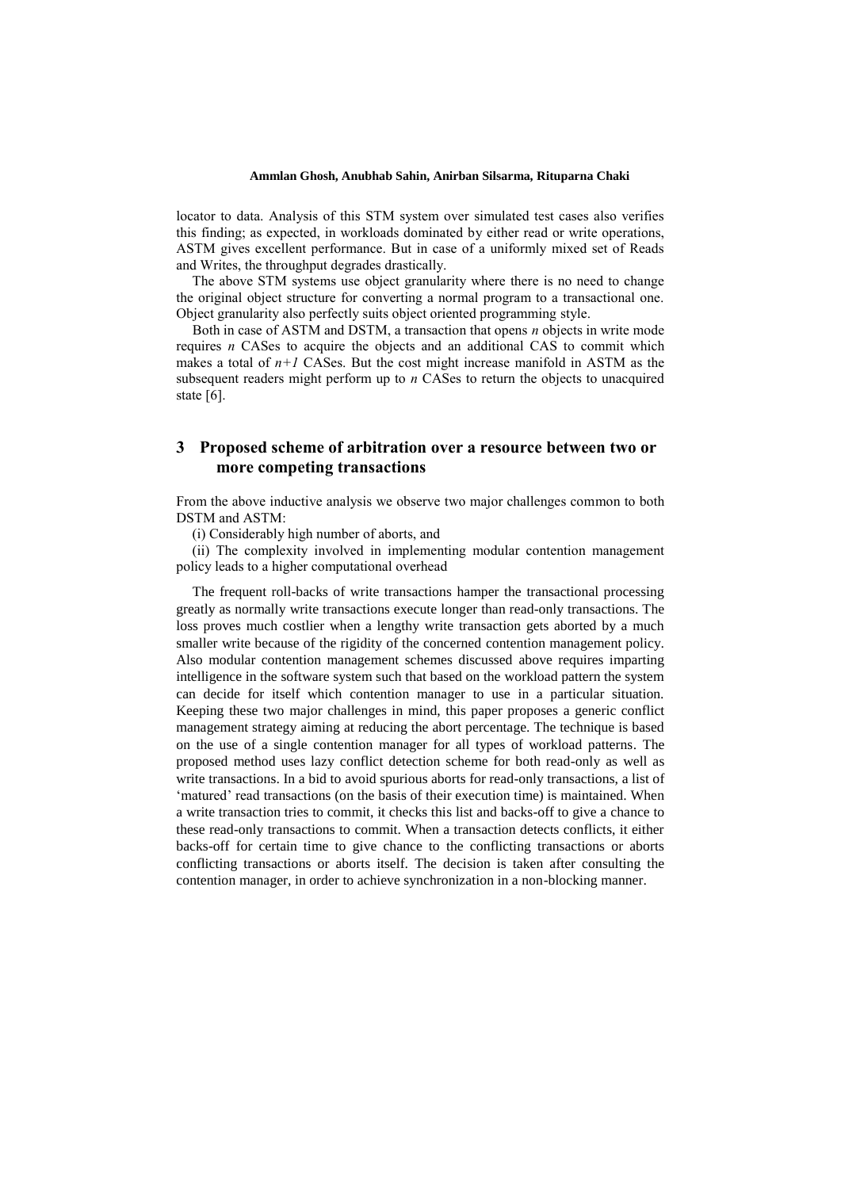locator to data. Analysis of this STM system over simulated test cases also verifies this finding; as expected, in workloads dominated by either read or write operations, ASTM gives excellent performance. But in case of a uniformly mixed set of Reads and Writes, the throughput degrades drastically.

The above STM systems use object granularity where there is no need to change the original object structure for converting a normal program to a transactional one. Object granularity also perfectly suits object oriented programming style.

Both in case of ASTM and DSTM, a transaction that opens $n$ objects in write mode requires $n$ CASes to acquire the objects and an additional CAS to commit which makes a total of $n+1$ CASes. But the cost might increase manifold in ASTM as the subsequent readers might perform up to $n$ CASes to return the objects to unacquired state [6].

## 3 Proposed scheme of arbitration over a resource between two or more competing transactions

From the above inductive analysis we observe two major challenges common to both DSTM and ASTM:

(i) Considerably high number of aborts, and

(ii) The complexity involved in implementing modular contention management policy leads to a higher computational overhead

The frequent roll-backs of write transactions hamper the transactional processing greatly as normally write transactions execute longer than read-only transactions. The loss proves much costlier when a lengthy write transaction gets aborted by a much smaller write because of the rigidity of the concerned contention management policy. Also modular contention management schemes discussed above requires imparting intelligence in the software system such that based on the workload pattern the system can decide for itself which contention manager to use in a particular situation. Keeping these two major challenges in mind, this paper proposes a generic conflict management strategy aiming at reducing the abort percentage. The technique is based on the use of a single contention manager for all types of workload patterns. The proposed method uses lazy conflict detection scheme for both read-only as well as write transactions. In a bid to avoid spurious aborts for read-only transactions, a list of 'matured' read transactions (on the basis of their execution time) is maintained. When a write transaction tries to commit, it checks this list and backs-off to give a chance to these read-only transactions to commit. When a transaction detects conflicts, it either backs-off for certain time to give chance to the conflicting transactions or aborts conflicting transactions or aborts itself. The decision is taken after consulting the contention manager, in order to achieve synchronization in a non-blocking manner.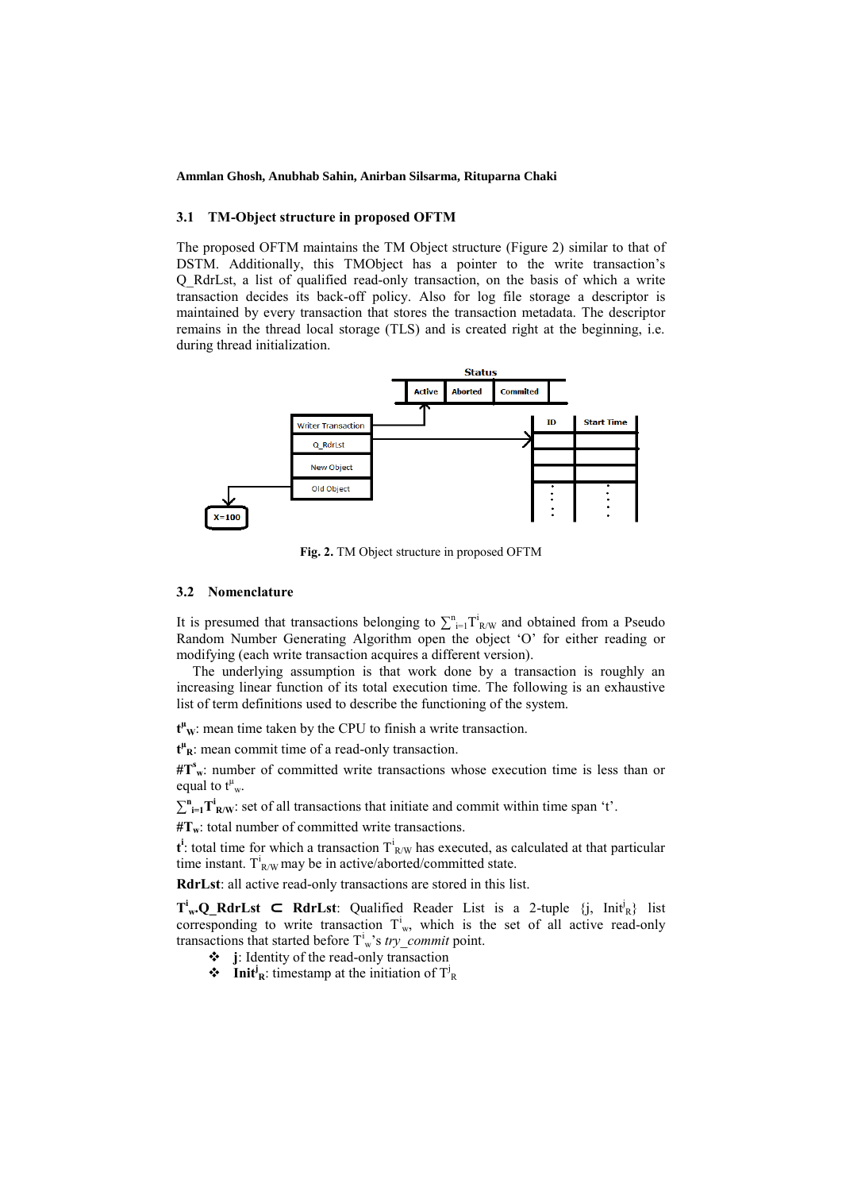### 3.1 TM-Object structure in proposed OFTM

The proposed OFTM maintains the TM Object structure (Figure 2) similar to that of DSTM. Additionally, this TMObject has a pointer to the write transaction's Q_RdrLst, a list of qualified read-only transaction, on the basis of which a write transaction decides its back-off policy. Also for log file storage a descriptor is maintained by every transaction that stores the transaction metadata. The descriptor remains in the thread local storage (TLS) and is created right at the beginning, i.e. during thread initialization.

**Fig. 2.** TM Object structure in proposed OFTM

### 3.2 Nomenclature

It is presumed that transactions belonging to $\sum_{i=1}^{n} T^{i}_{R/W}$ and obtained from a Pseudo Random Number Generating Algorithm open the object 'O' for either reading or modifying (each write transaction acquires a different version).

The underlying assumption is that work done by a transaction is roughly an increasing linear function of its total execution time. The following is an exhaustive list of term definitions used to describe the functioning of the system.

$\mathbf{t^{\mu}_{W}}$: mean time taken by the CPU to finish a write transaction.

$\mathbf{t^{\mu}_{R}}$: mean commit time of a read-only transaction.

$\mathbf{\#T^{s}_{w}}$: number of committed write transactions whose execution time is less than or equal to $t^{\mu}_{w}$.

$\mathbf{\sum_{i=1}^{n} T^{i}_{R/W}}$: set of all transactions that initiate and commit within time span 't'.

$\mathbf{\#T_{w}}$: total number of committed write transactions.

$\mathbf{t^{i}}$: total time for which a transaction $T^{i}_{R/W}$ has executed, as calculated at that particular time instant. $T^{i}_{R/W}$ may be in active/aborted/committed state.

**RdrLst**: all active read-only transactions are stored in this list.

$\mathbf{T^{i}_{w}}$**.Q_RdrLst** $\subset$ **RdrLst**: Qualified Reader List is a 2-tuple $\{j, Init^{j}_{R}\}$ list corresponding to write transaction $T^{i}_{w}$, which is the set of all active read-only transactions that started before $T^{i}_{w}$'s *try_commit* point.

- **j**: Identity of the read-only transaction
- $\mathbf{Init^{j}_{R}}$: timestamp at the initiation of $T^{j}_{R}$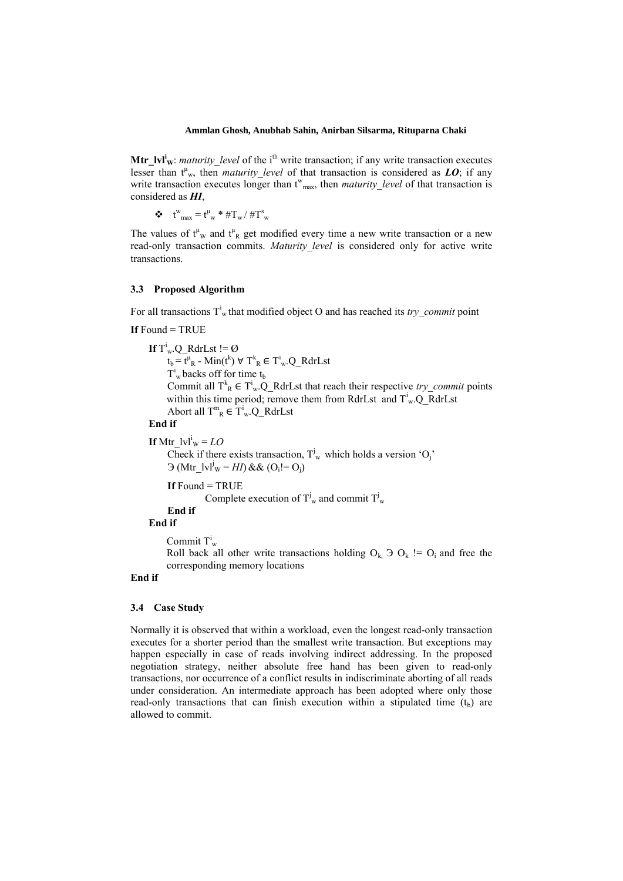**$Mtr\_lvl^i_W$**: *maturity_level* of the $i^{th}$ write transaction; if any write transaction executes lesser than $t^{\mu}_w$, then *maturity_level* of that transaction is considered as ***LO***; if any write transaction executes longer than $t^w_{max}$, then *maturity_level* of that transaction is considered as ***HI***,

- $t^w_{max} = t^{\mu}_w * \#T_w / \#T^s_w$

The values of $t^{\mu}_W$ and $t^{\mu}_R$ get modified every time a new write transaction or a new read-only transaction commits. *Maturity_level* is considered only for active write transactions.

### 3.3 Proposed Algorithm

For all transactions $T^i_w$ that modified object O and has reached its *try_commit* point

**If** Found = TRUE

&nbsp;&nbsp;&nbsp;&nbsp;**If** $T^i_w.Q\_RdrLst$ != Ø

&nbsp;&nbsp;&nbsp;&nbsp;&nbsp;&nbsp;&nbsp;&nbsp;$t_b = t^{\mu}_R - Min(t^k)\ \forall\ T^k_R \in T^i_w.Q\_RdrLst$

&nbsp;&nbsp;&nbsp;&nbsp;&nbsp;&nbsp;&nbsp;&nbsp;$T^i_w$ backs off for time $t_b$

&nbsp;&nbsp;&nbsp;&nbsp;&nbsp;&nbsp;&nbsp;&nbsp;Commit all $T^k_R \in T^i_w.Q\_RdrLst$ that reach their respective *try_commit* points within this time period; remove them from RdrLst and $T^i_w.Q\_RdrLst$

&nbsp;&nbsp;&nbsp;&nbsp;&nbsp;&nbsp;&nbsp;&nbsp;Abort all $T^m_R \in T^i_w.Q\_RdrLst$

&nbsp;&nbsp;&nbsp;&nbsp;**End if**

&nbsp;&nbsp;&nbsp;&nbsp;**If** $Mtr\_lvl^i_W = LO$

&nbsp;&nbsp;&nbsp;&nbsp;&nbsp;&nbsp;&nbsp;&nbsp;Check if there exists transaction, $T^j_w$ which holds a version '$O_j$' Э ($Mtr\_lvl^j_W = HI$) && ($O_i$!= $O_j$)

&nbsp;&nbsp;&nbsp;&nbsp;&nbsp;&nbsp;&nbsp;&nbsp;**If** Found = TRUE

&nbsp;&nbsp;&nbsp;&nbsp;&nbsp;&nbsp;&nbsp;&nbsp;&nbsp;&nbsp;&nbsp;&nbsp;&nbsp;&nbsp;&nbsp;&nbsp;Complete execution of $T^j_w$ and commit $T^j_w$

&nbsp;&nbsp;&nbsp;&nbsp;&nbsp;&nbsp;&nbsp;&nbsp;**End if**

&nbsp;&nbsp;&nbsp;&nbsp;**End if**

&nbsp;&nbsp;&nbsp;&nbsp;&nbsp;&nbsp;&nbsp;&nbsp;Commit $T^i_w$

&nbsp;&nbsp;&nbsp;&nbsp;&nbsp;&nbsp;&nbsp;&nbsp;Roll back all other write transactions holding $O_k$, Э $O_k$ != $O_i$ and free the corresponding memory locations

**End if**

### 3.4 Case Study

Normally it is observed that within a workload, even the longest read-only transaction executes for a shorter period than the smallest write transaction. But exceptions may happen especially in case of reads involving indirect addressing. In the proposed negotiation strategy, neither absolute free hand has been given to read-only transactions, nor occurrence of a conflict results in indiscriminate aborting of all reads under consideration. An intermediate approach has been adopted where only those read-only transactions that can finish execution within a stipulated time ($t_b$) are allowed to commit.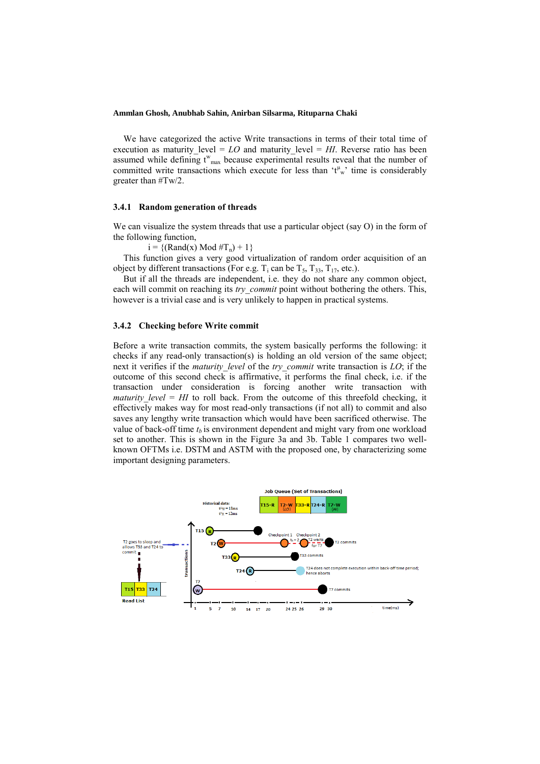We have categorized the active Write transactions in terms of their total time of execution as maturity_level = *LO* and maturity_level = *HI*. Reverse ratio has been assumed while defining $t^{w}_{max}$ because experimental results reveal that the number of committed write transactions which execute for less than '$t^{\mu}_{w}$' time is considerably greater than #Tw/2.

### 3.4.1 Random generation of threads

We can visualize the system threads that use a particular object (say O) in the form of the following function,

$$i = \{(Rand(x) \text{ Mod } \#T_n) + 1\}$$

This function gives a very good virtualization of random order acquisition of an object by different transactions (For e.g. $T_i$ can be $T_5$, $T_{33}$, $T_{17}$, etc.).

But if all the threads are independent, i.e. they do not share any common object, each will commit on reaching its *try_commit* point without bothering the others. This, however is a trivial case and is very unlikely to happen in practical systems.

### 3.4.2 Checking before Write commit

Before a write transaction commits, the system basically performs the following: it checks if any read-only transaction(s) is holding an old version of the same object; next it verifies if the *maturity_level* of the *try_commit* write transaction is *LO*; if the outcome of this second check is affirmative, it performs the final check, i.e. if the transaction under consideration is forcing another write transaction with *maturity_level = HI* to roll back. From the outcome of this threefold checking, it effectively makes way for most read-only transactions (if not all) to commit and also saves any lengthy write transaction which would have been sacrificed otherwise. The value of back-off time $t_b$ is environment dependent and might vary from one workload set to another. This is shown in the Figure 3a and 3b. Table 1 compares two well-known OFTMs i.e. DSTM and ASTM with the proposed one, by characterizing some important designing parameters.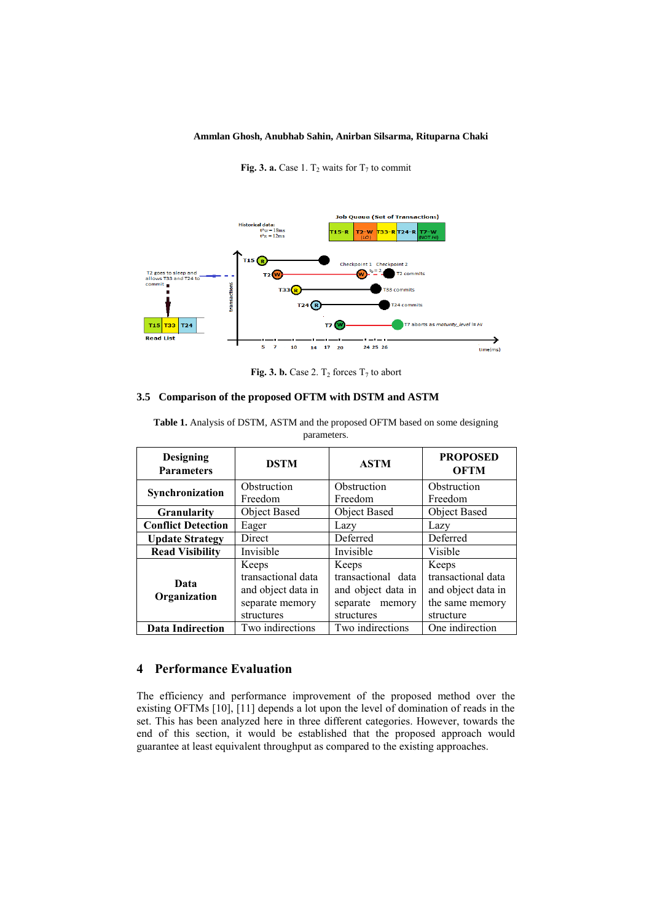**Fig. 3. a.** Case 1. $T_2$ waits for $T_7$ to commit

**Fig. 3. b.** Case 2. $T_2$ forces $T_7$ to abort

### 3.5 Comparison of the proposed OFTM with DSTM and ASTM

**Table 1.** Analysis of DSTM, ASTM and the proposed OFTM based on some designing parameters.

| Designing Parameters | DSTM | ASTM | PROPOSED OFTM |
|---|---|---|---|
| **Synchronization** | Obstruction Freedom | Obstruction Freedom | Obstruction Freedom |
| **Granularity** | Object Based | Object Based | Object Based |
| **Conflict Detection** | Eager | Lazy | Lazy |
| **Update Strategy** | Direct | Deferred | Deferred |
| **Read Visibility** | Invisible | Invisible | Visible |
| **Data Organization** | Keeps transactional data and object data in separate memory structures | Keeps transactional data and object data in separate memory structures | Keeps transactional data and object data in the same memory structure |
| **Data Indirection** | Two indirections | Two indirections | One indirection |

## 4 Performance Evaluation

The efficiency and performance improvement of the proposed method over the existing OFTMs [10], [11] depends a lot upon the level of domination of reads in the set. This has been analyzed here in three different categories. However, towards the end of this section, it would be established that the proposed approach would guarantee at least equivalent throughput as compared to the existing approaches.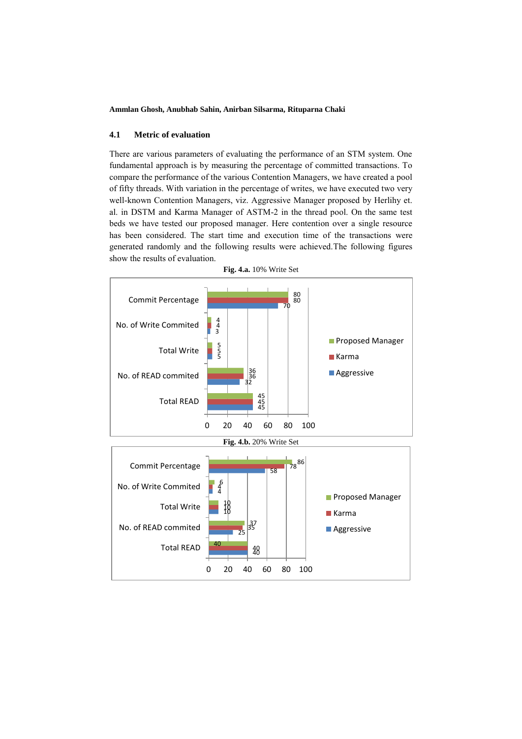### 4.1 Metric of evaluation

There are various parameters of evaluating the performance of an STM system. One fundamental approach is by measuring the percentage of committed transactions. To compare the performance of the various Contention Managers, we have created a pool of fifty threads. With variation in the percentage of writes, we have executed two very well-known Contention Managers, viz. Aggressive Manager proposed by Herlihy et. al. in DSTM and Karma Manager of ASTM-2 in the thread pool. On the same test beds we have tested our proposed manager. Here contention over a single resource has been considered. The start time and execution time of the transactions were generated randomly and the following results were achieved.The following figures show the results of evaluation.

**Fig. 4.a.** 10% Write Set

| | Proposed Manager | Karma | Aggressive |
|---|---|---|---|
| Commit Percentage | 80 | 80 | 70 |
| No. of Write Commited | 4 | 4 | 3 |
| Total Write | 5 | 5 | 5 |
| No. of READ commited | 36 | 36 | 32 |
| Total READ | 45 | 45 | 45 |

**Fig. 4.b.** 20% Write Set

| | Proposed Manager | Karma | Aggressive |
|---|---|---|---|
| Commit Percentage | 86 | 78 | 58 |
| No. of Write Commited | 6 | 4 | 4 |
| Total Write | 10 | 10 | 10 |
| No. of READ commited | 37 | 35 | 25 |
| Total READ | 40 | 40 | 40 |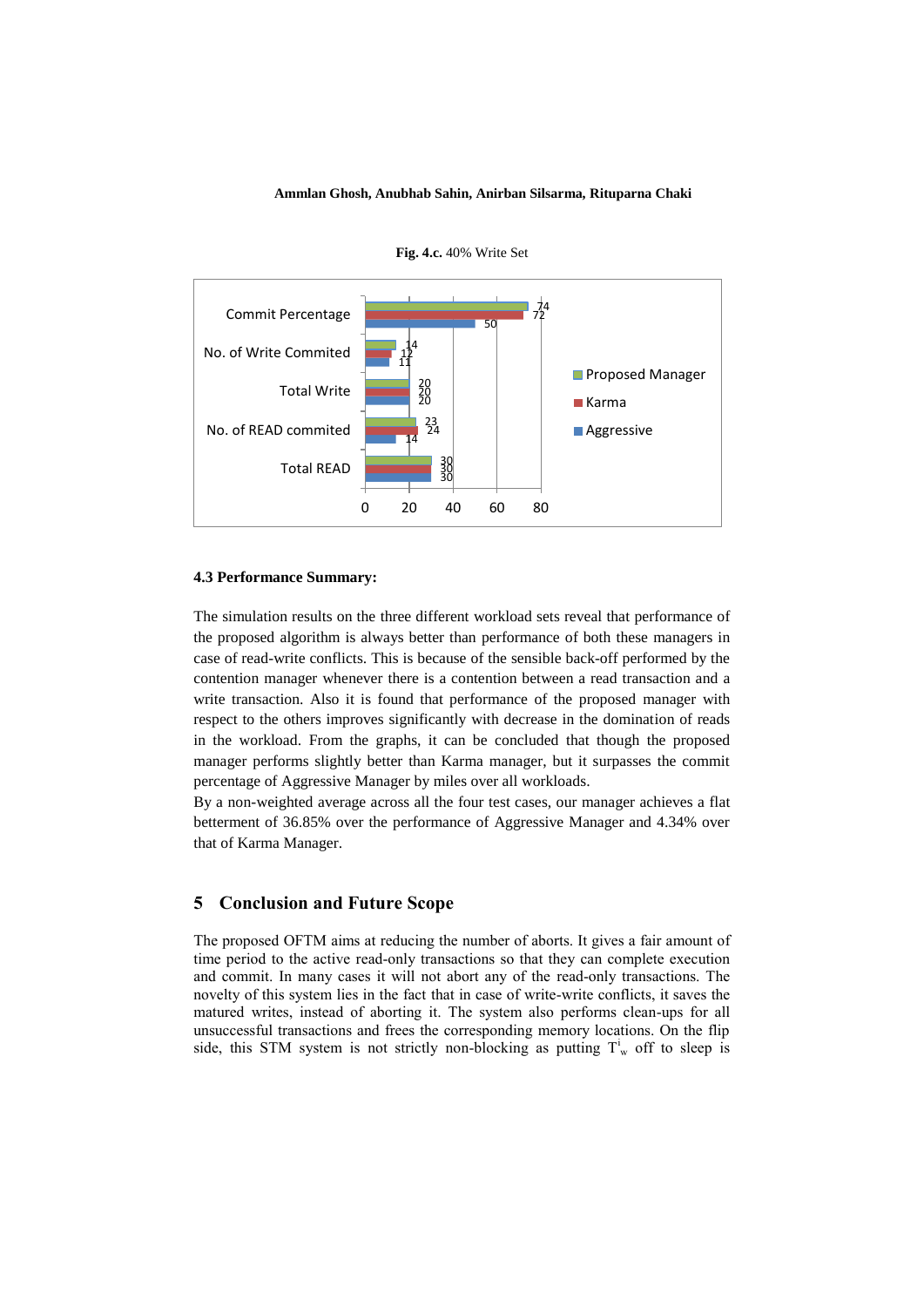**Fig. 4.c.** 40% Write Set

| | Proposed Manager | Karma | Aggressive |
|---|---|---|---|
| Commit Percentage | 74 | 72 | 50 |
| No. of Write Commited | 14 | 12 | 11 |
| Total Write | 20 | 20 | 20 |
| No. of READ commited | 23 | 24 | 14 |
| Total READ | 30 | 30 | 30 |

### 4.3 Performance Summary:

The simulation results on the three different workload sets reveal that performance of the proposed algorithm is always better than performance of both these managers in case of read-write conflicts. This is because of the sensible back-off performed by the contention manager whenever there is a contention between a read transaction and a write transaction. Also it is found that performance of the proposed manager with respect to the others improves significantly with decrease in the domination of reads in the workload. From the graphs, it can be concluded that though the proposed manager performs slightly better than Karma manager, but it surpasses the commit percentage of Aggressive Manager by miles over all workloads.

By a non-weighted average across all the four test cases, our manager achieves a flat betterment of 36.85% over the performance of Aggressive Manager and 4.34% over that of Karma Manager.

## 5 Conclusion and Future Scope

The proposed OFTM aims at reducing the number of aborts. It gives a fair amount of time period to the active read-only transactions so that they can complete execution and commit. In many cases it will not abort any of the read-only transactions. The novelty of this system lies in the fact that in case of write-write conflicts, it saves the matured writes, instead of aborting it. The system also performs clean-ups for all unsuccessful transactions and frees the corresponding memory locations. On the flip side, this STM system is not strictly non-blocking as putting $T^{i}_{w}$ off to sleep is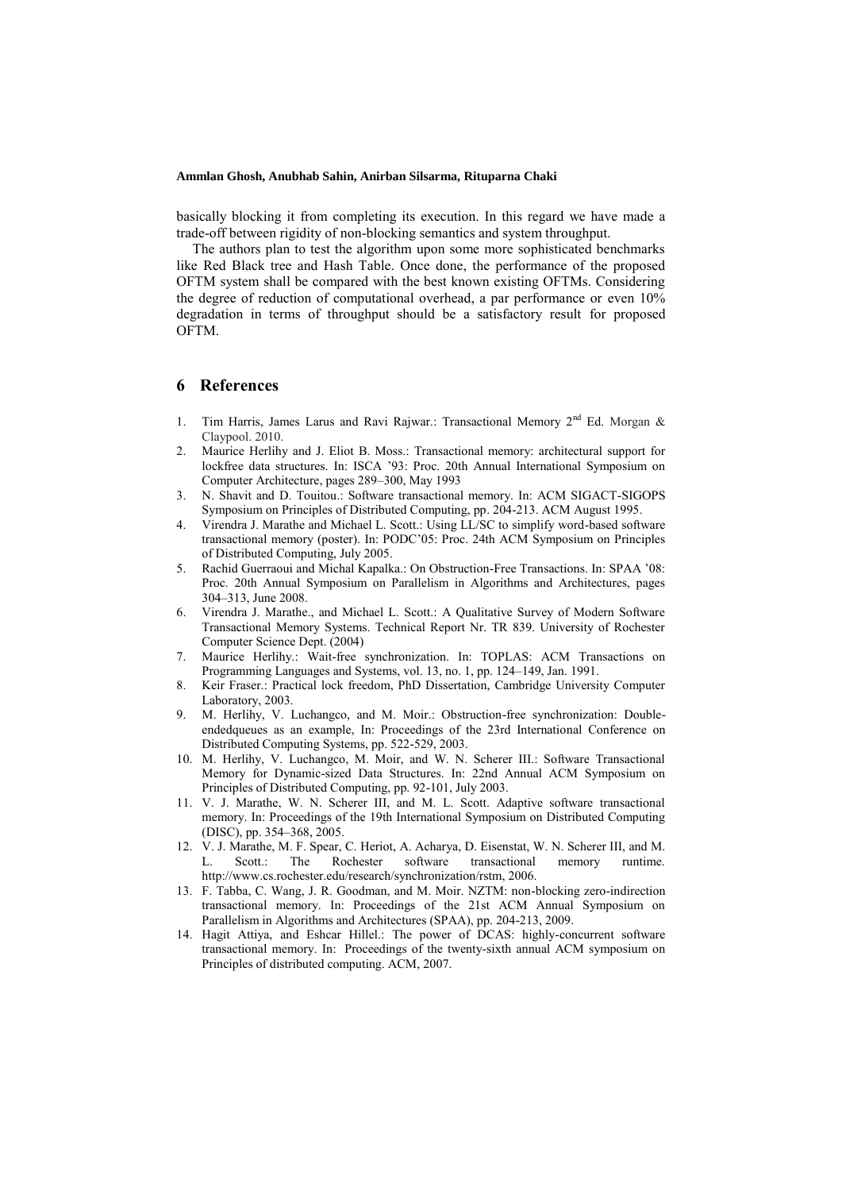basically blocking it from completing its execution. In this regard we have made a trade-off between rigidity of non-blocking semantics and system throughput.

The authors plan to test the algorithm upon some more sophisticated benchmarks like Red Black tree and Hash Table. Once done, the performance of the proposed OFTM system shall be compared with the best known existing OFTMs. Considering the degree of reduction of computational overhead, a par performance or even 10% degradation in terms of throughput should be a satisfactory result for proposed OFTM.

## 6 References

1. Tim Harris, James Larus and Ravi Rajwar.: Transactional Memory 2nd Ed. Morgan & Claypool. 2010.
2. Maurice Herlihy and J. Eliot B. Moss.: Transactional memory: architectural support for lockfree data structures. In: ISCA '93: Proc. 20th Annual International Symposium on Computer Architecture, pages 289–300, May 1993
3. N. Shavit and D. Touitou.: Software transactional memory. In: ACM SIGACT-SIGOPS Symposium on Principles of Distributed Computing, pp. 204-213. ACM August 1995.
4. Virendra J. Marathe and Michael L. Scott.: Using LL/SC to simplify word-based software transactional memory (poster). In: PODC'05: Proc. 24th ACM Symposium on Principles of Distributed Computing, July 2005.
5. Rachid Guerraoui and Michal Kapalka.: On Obstruction-Free Transactions. In: SPAA '08: Proc. 20th Annual Symposium on Parallelism in Algorithms and Architectures, pages 304–313, June 2008.
6. Virendra J. Marathe., and Michael L. Scott.: A Qualitative Survey of Modern Software Transactional Memory Systems. Technical Report Nr. TR 839. University of Rochester Computer Science Dept. (2004)
7. Maurice Herlihy.: Wait-free synchronization. In: TOPLAS: ACM Transactions on Programming Languages and Systems, vol. 13, no. 1, pp. 124–149, Jan. 1991.
8. Keir Fraser.: Practical lock freedom, PhD Dissertation, Cambridge University Computer Laboratory, 2003.
9. M. Herlihy, V. Luchangco, and M. Moir.: Obstruction-free synchronization: Double-endedqueues as an example, In: Proceedings of the 23rd International Conference on Distributed Computing Systems, pp. 522-529, 2003.
10. M. Herlihy, V. Luchangco, M. Moir, and W. N. Scherer III.: Software Transactional Memory for Dynamic-sized Data Structures. In: 22nd Annual ACM Symposium on Principles of Distributed Computing, pp. 92-101, July 2003.
11. V. J. Marathe, W. N. Scherer III, and M. L. Scott. Adaptive software transactional memory. In: Proceedings of the 19th International Symposium on Distributed Computing (DISC), pp. 354–368, 2005.
12. V. J. Marathe, M. F. Spear, C. Heriot, A. Acharya, D. Eisenstat, W. N. Scherer III, and M. L. Scott.: The Rochester software transactional memory runtime. http://www.cs.rochester.edu/research/synchronization/rstm, 2006.
13. F. Tabba, C. Wang, J. R. Goodman, and M. Moir. NZTM: non-blocking zero-indirection transactional memory. In: Proceedings of the 21st ACM Annual Symposium on Parallelism in Algorithms and Architectures (SPAA), pp. 204-213, 2009.
14. Hagit Attiya, and Eshcar Hillel.: The power of DCAS: highly-concurrent software transactional memory. In: Proceedings of the twenty-sixth annual ACM symposium on Principles of distributed computing. ACM, 2007.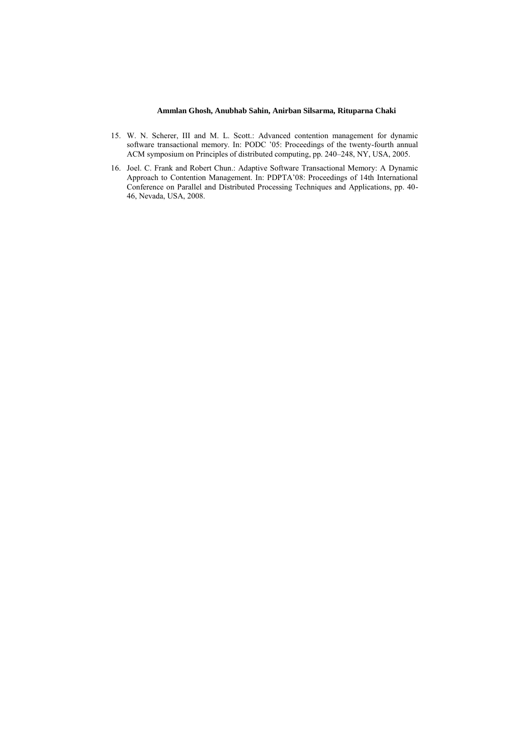15. W. N. Scherer, III and M. L. Scott.: Advanced contention management for dynamic software transactional memory. In: PODC '05: Proceedings of the twenty-fourth annual ACM symposium on Principles of distributed computing, pp. 240–248, NY, USA, 2005.
16. Joel. C. Frank and Robert Chun.: Adaptive Software Transactional Memory: A Dynamic Approach to Contention Management. In: PDPTA'08: Proceedings of 14th International Conference on Parallel and Distributed Processing Techniques and Applications, pp. 40-46, Nevada, USA, 2008.